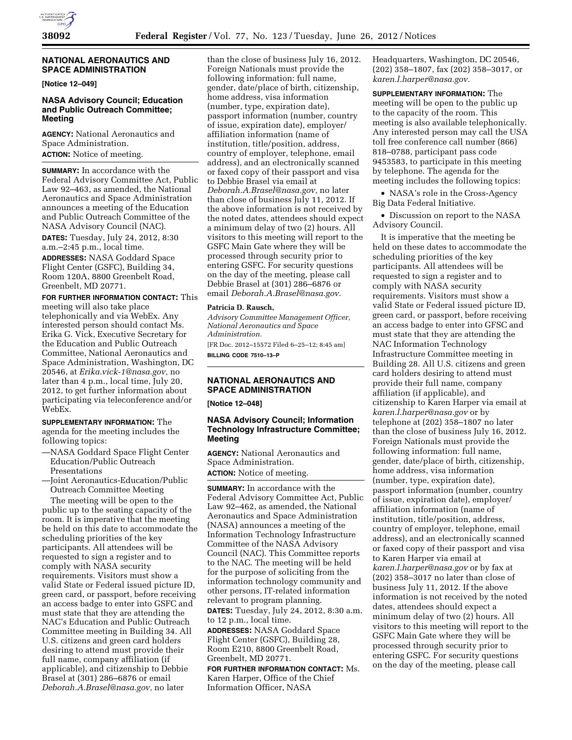## NATIONAL AERONAUTICS AND SPACE ADMINISTRATION

**[Notice 12–049]**

### NASA Advisory Council; Education and Public Outreach Committee; Meeting

**AGENCY:** National Aeronautics and Space Administration.

**ACTION:** Notice of meeting.

**SUMMARY:** In accordance with the Federal Advisory Committee Act, Public Law 92–463, as amended, the National Aeronautics and Space Administration announces a meeting of the Education and Public Outreach Committee of the NASA Advisory Council (NAC).

**DATES:** Tuesday, July 24, 2012, 8:30 a.m.–2:45 p.m., local time.

**ADDRESSES:** NASA Goddard Space Flight Center (GSFC), Building 34, Room 120A, 8800 Greenbelt Road, Greenbelt, MD 20771.

**FOR FURTHER INFORMATION CONTACT:** This meeting will also take place telephonically and via WebEx. Any interested person should contact Ms. Erika G. Vick, Executive Secretary for the Education and Public Outreach Committee, National Aeronautics and Space Administration, Washington, DC 20546, at *Erika.vick-1@nasa.gov,* no later than 4 p.m., local time, July 20, 2012, to get further information about participating via teleconference and/or WebEx.

**SUPPLEMENTARY INFORMATION:** The agenda for the meeting includes the following topics:

—NASA Goddard Space Flight Center Education/Public Outreach Presentations

—Joint Aeronautics-Education/Public Outreach Committee Meeting

The meeting will be open to the public up to the seating capacity of the room. It is imperative that the meeting be held on this date to accommodate the scheduling priorities of the key participants. All attendees will be requested to sign a register and to comply with NASA security requirements. Visitors must show a valid State or Federal issued picture ID, green card, or passport, before receiving an access badge to enter into GSFC and must state that they are attending the NAC's Education and Public Outreach Committee meeting in Building 34. All U.S. citizens and green card holders desiring to attend must provide their full name, company affiliation (if applicable), and citizenship to Debbie Brasel at (301) 286–6876 or email *Deborah.A.Brasel@nasa.gov,* no later than the close of business July 16, 2012. Foreign Nationals must provide the following information: full name, gender, date/place of birth, citizenship, home address, visa information (number, type, expiration date), passport information (number, country of issue, expiration date), employer/affiliation information (name of institution, title/position, address, country of employer, telephone, email address), and an electronically scanned or faxed copy of their passport and visa to Debbie Brasel via email at *Deborah.A.Brasel@nasa.gov,* no later than close of business July 11, 2012. If the above information is not received by the noted dates, attendees should expect a minimum delay of two (2) hours. All visitors to this meeting will report to the GSFC Main Gate where they will be processed through security prior to entering GSFC. For security questions on the day of the meeting, please call Debbie Brasel at (301) 286–6876 or email *Deborah.A.Brasel@nasa.gov*.

**Patricia D. Rausch,**

*Advisory Committee Management Officer, National Aeronautics and Space Administration.*

[FR Doc. 2012–15572 Filed 6–25–12; 8:45 am]

**BILLING CODE 7510–13–P**

## NATIONAL AERONAUTICS AND SPACE ADMINISTRATION

**[Notice 12–048]**

### NASA Advisory Council; Information Technology Infrastructure Committee; Meeting

**AGENCY:** National Aeronautics and Space Administration.

**ACTION:** Notice of meeting.

**SUMMARY:** In accordance with the Federal Advisory Committee Act, Public Law 92–462, as amended, the National Aeronautics and Space Administration (NASA) announces a meeting of the Information Technology Infrastructure Committee of the NASA Advisory Council (NAC). This Committee reports to the NAC. The meeting will be held for the purpose of soliciting from the information technology community and other persons, IT-related information relevant to program planning.

**DATES:** Tuesday, July 24, 2012, 8:30 a.m. to 12 p.m., local time.

**ADDRESSES:** NASA Goddard Space Flight Center (GSFC), Building 28, Room E210, 8800 Greenbelt Road, Greenbelt, MD 20771.

**FOR FURTHER INFORMATION CONTACT:** Ms. Karen Harper, Office of the Chief Information Officer, NASA Headquarters, Washington, DC 20546, (202) 358–1807, fax (202) 358–3017, or *karen.l.harper@nasa.gov.*

**SUPPLEMENTARY INFORMATION:** The meeting will be open to the public up to the capacity of the room. This meeting is also available telephonically. Any interested person may call the USA toll free conference call number (866) 818–0788, participant pass code 9453583, to participate in this meeting by telephone. The agenda for the meeting includes the following topics:

- NASA's role in the Cross-Agency Big Data Federal Initiative.
- Discussion on report to the NASA Advisory Council.

It is imperative that the meeting be held on these dates to accommodate the scheduling priorities of the key participants. All attendees will be requested to sign a register and to comply with NASA security requirements. Visitors must show a valid State or Federal issued picture ID, green card, or passport, before receiving an access badge to enter into GFSC and must state that they are attending the NAC Information Technology Infrastructure Committee meeting in Building 28. All U.S. citizens and green card holders desiring to attend must provide their full name, company affiliation (if applicable), and citizenship to Karen Harper via email at *karen.l.harper@nasa.gov* or by telephone at (202) 358–1807 no later than the close of business July 16, 2012. Foreign Nationals must provide the following information: full name, gender, date/place of birth, citizenship, home address, visa information (number, type, expiration date), passport information (number, country of issue, expiration date), employer/affiliation information (name of institution, title/position, address, country of employer, telephone, email address), and an electronically scanned or faxed copy of their passport and visa to Karen Harper via email at *karen.l.harper@nasa.gov* or by fax at (202) 358–3017 no later than close of business July 11, 2012. If the above information is not received by the noted dates, attendees should expect a minimum delay of two (2) hours. All visitors to this meeting will report to the GSFC Main Gate where they will be processed through security prior to entering GSFC. For security questions on the day of the meeting, please call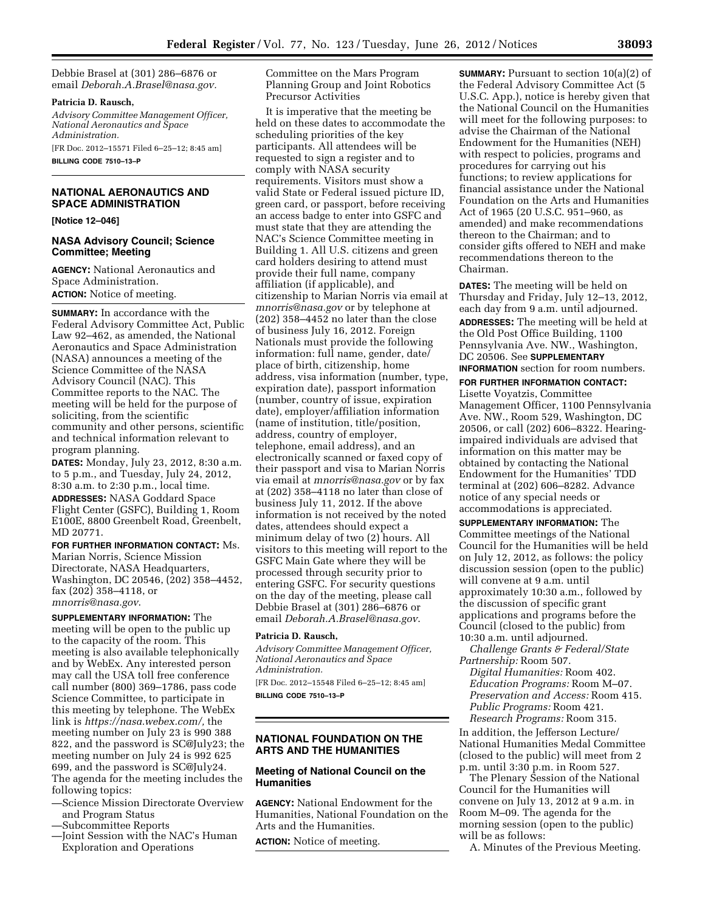Debbie Brasel at (301) 286–6876 or email *Deborah.A.Brasel@nasa.gov.*

**Patricia D. Rausch,**

*Advisory Committee Management Officer, National Aeronautics and Space Administration.*

[FR Doc. 2012–15571 Filed 6–25–12; 8:45 am]

**BILLING CODE 7510–13–P**

## NATIONAL AERONAUTICS AND SPACE ADMINISTRATION

**[Notice 12–046]**

### NASA Advisory Council; Science Committee; Meeting

**AGENCY:** National Aeronautics and Space Administration.

**ACTION:** Notice of meeting.

**SUMMARY:** In accordance with the Federal Advisory Committee Act, Public Law 92–462, as amended, the National Aeronautics and Space Administration (NASA) announces a meeting of the Science Committee of the NASA Advisory Council (NAC). This Committee reports to the NAC. The meeting will be held for the purpose of soliciting, from the scientific community and other persons, scientific and technical information relevant to program planning.

**DATES:** Monday, July 23, 2012, 8:30 a.m. to 5 p.m., and Tuesday, July 24, 2012, 8:30 a.m. to 2:30 p.m., local time.

**ADDRESSES:** NASA Goddard Space Flight Center (GSFC), Building 1, Room E100E, 8800 Greenbelt Road, Greenbelt, MD 20771.

**FOR FURTHER INFORMATION CONTACT:** Ms. Marian Norris, Science Mission Directorate, NASA Headquarters, Washington, DC 20546, (202) 358–4452, fax (202) 358–4118, or *mnorris@nasa.gov*.

**SUPPLEMENTARY INFORMATION:** The meeting will be open to the public up to the capacity of the room. This meeting is also available telephonically and by WebEx. Any interested person may call the USA toll free conference call number (800) 369–1786, pass code Science Committee, to participate in this meeting by telephone. The WebEx link is *https://nasa.webex.com/*, the meeting number on July 23 is 990 388 822, and the password is SC@July23; the meeting number on July 24 is 992 625 699, and the password is SC@July24. The agenda for the meeting includes the following topics:

—Science Mission Directorate Overview and Program Status

—Subcommittee Reports

—Joint Session with the NAC's Human Exploration and Operations Committee on the Mars Program Planning Group and Joint Robotics Precursor Activities

It is imperative that the meeting be held on these dates to accommodate the scheduling priorities of the key participants. All attendees will be requested to sign a register and to comply with NASA security requirements. Visitors must show a valid State or Federal issued picture ID, green card, or passport, before receiving an access badge to enter into GSFC and must state that they are attending the NAC's Science Committee meeting in Building 1. All U.S. citizens and green card holders desiring to attend must provide their full name, company affiliation (if applicable), and citizenship to Marian Norris via email at *mnorris@nasa.gov* or by telephone at (202) 358–4452 no later than the close of business July 16, 2012. Foreign Nationals must provide the following information: full name, gender, date/place of birth, citizenship, home address, visa information (number, type, expiration date), passport information (number, country of issue, expiration date), employer/affiliation information (name of institution, title/position, address, country of employer, telephone, email address), and an electronically scanned or faxed copy of their passport and visa to Marian Norris via email at *mnorris@nasa.gov* or by fax at (202) 358–4118 no later than close of business July 11, 2012. If the above information is not received by the noted dates, attendees should expect a minimum delay of two (2) hours. All visitors to this meeting will report to the GSFC Main Gate where they will be processed through security prior to entering GSFC. For security questions on the day of the meeting, please call Debbie Brasel at (301) 286–6876 or email *Deborah.A.Brasel@nasa.gov*.

**Patricia D. Rausch,**

*Advisory Committee Management Officer, National Aeronautics and Space Administration.*

[FR Doc. 2012–15548 Filed 6–25–12; 8:45 am]

**BILLING CODE 7510–13–P**

## NATIONAL FOUNDATION ON THE ARTS AND THE HUMANITIES

### Meeting of National Council on the Humanities

**AGENCY:** National Endowment for the Humanities, National Foundation on the Arts and the Humanities.

**ACTION:** Notice of meeting.

**SUMMARY:** Pursuant to section 10(a)(2) of the Federal Advisory Committee Act (5 U.S.C. App.), notice is hereby given that the National Council on the Humanities will meet for the following purposes: to advise the Chairman of the National Endowment for the Humanities (NEH) with respect to policies, programs and procedures for carrying out his functions; to review applications for financial assistance under the National Foundation on the Arts and Humanities Act of 1965 (20 U.S.C. 951–960, as amended) and make recommendations thereon to the Chairman; and to consider gifts offered to NEH and make recommendations thereon to the Chairman.

**DATES:** The meeting will be held on Thursday and Friday, July 12–13, 2012, each day from 9 a.m. until adjourned.

**ADDRESSES:** The meeting will be held at the Old Post Office Building, 1100 Pennsylvania Ave. NW., Washington, DC 20506. See **SUPPLEMENTARY INFORMATION** section for room numbers.

**FOR FURTHER INFORMATION CONTACT:** Lisette Voyatzis, Committee Management Officer, 1100 Pennsylvania Ave. NW., Room 529, Washington, DC 20506, or call (202) 606–8322. Hearing-impaired individuals are advised that information on this matter may be obtained by contacting the National Endowment for the Humanities' TDD terminal at (202) 606–8282. Advance notice of any special needs or accommodations is appreciated.

**SUPPLEMENTARY INFORMATION:** The Committee meetings of the National Council for the Humanities will be held on July 12, 2012, as follows: the policy discussion session (open to the public) will convene at 9 a.m. until approximately 10:30 a.m., followed by the discussion of specific grant applications and programs before the Council (closed to the public) from 10:30 a.m. until adjourned.

*Challenge Grants & Federal/State Partnership:* Room 507.

*Digital Humanities:* Room 402.

*Education Programs:* Room M–07.

*Preservation and Access:* Room 415.

*Public Programs:* Room 421.

*Research Programs:* Room 315.

In addition, the Jefferson Lecture/National Humanities Medal Committee (closed to the public) will meet from 2 p.m. until 3:30 p.m. in Room 527.

The Plenary Session of the National Council for the Humanities will convene on July 13, 2012 at 9 a.m. in Room M–09. The agenda for the morning session (open to the public) will be as follows:

A. Minutes of the Previous Meeting.